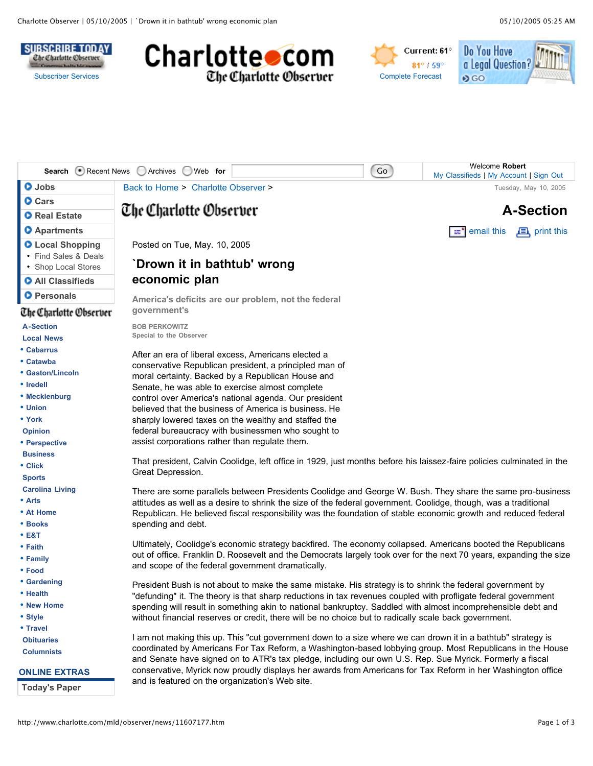Posted on Tue, May. 10, 2005

# `Drown it in bathtub' wrong economic plan

**America's deficits are our problem, not the federal government's**

BOB PERKOWITZ
Special to the Observer

After an era of liberal excess, Americans elected a conservative Republican president, a principled man of moral certainty. Backed by a Republican House and Senate, he was able to exercise almost complete control over America's national agenda. Our president believed that the business of America is business. He sharply lowered taxes on the wealthy and staffed the federal bureaucracy with businessmen who sought to assist corporations rather than regulate them.

That president, Calvin Coolidge, left office in 1929, just months before his laissez-faire policies culminated in the Great Depression.

There are some parallels between Presidents Coolidge and George W. Bush. They share the same pro-business attitudes as well as a desire to shrink the size of the federal government. Coolidge, though, was a traditional Republican. He believed fiscal responsibility was the foundation of stable economic growth and reduced federal spending and debt.

Ultimately, Coolidge's economic strategy backfired. The economy collapsed. Americans booted the Republicans out of office. Franklin D. Roosevelt and the Democrats largely took over for the next 70 years, expanding the size and scope of the federal government dramatically.

President Bush is not about to make the same mistake. His strategy is to shrink the federal government by "defunding" it. The theory is that sharp reductions in tax revenues coupled with profligate federal government spending will result in something akin to national bankruptcy. Saddled with almost incomprehensible debt and without financial reserves or credit, there will be no choice but to radically scale back government.

I am not making this up. This "cut government down to a size where we can drown it in a bathtub" strategy is coordinated by Americans For Tax Reform, a Washington-based lobbying group. Most Republicans in the House and Senate have signed on to ATR's tax pledge, including our own U.S. Rep. Sue Myrick. Formerly a fiscal conservative, Myrick now proudly displays her awards from Americans for Tax Reform in her Washington office and is featured on the organization's Web site.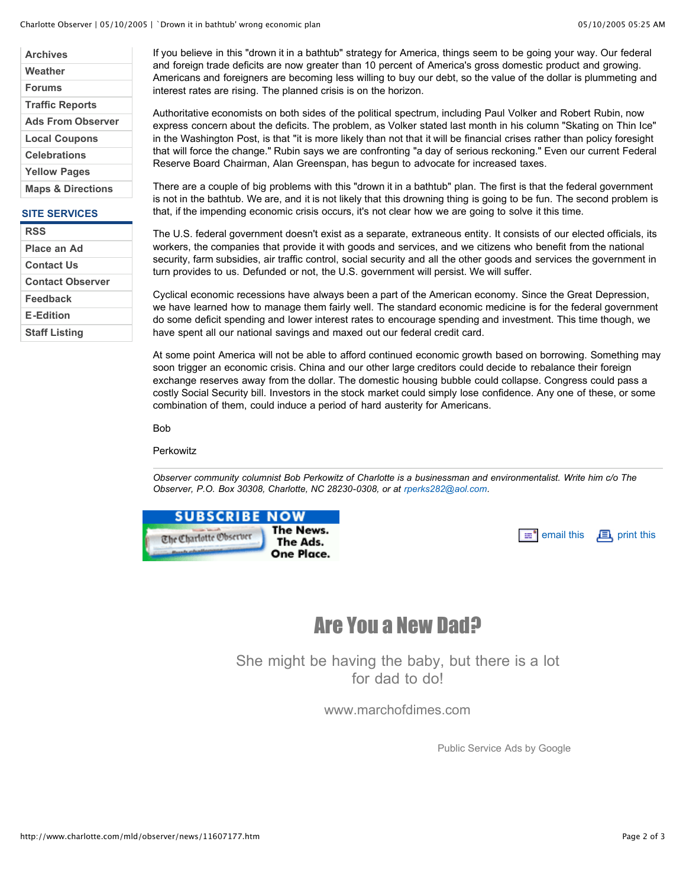If you believe in this "drown it in a bathtub" strategy for America, things seem to be going your way. Our federal and foreign trade deficits are now greater than 10 percent of America's gross domestic product and growing. Americans and foreigners are becoming less willing to buy our debt, so the value of the dollar is plummeting and interest rates are rising. The planned crisis is on the horizon.

Authoritative economists on both sides of the political spectrum, including Paul Volker and Robert Rubin, now express concern about the deficits. The problem, as Volker stated last month in his column "Skating on Thin Ice" in the Washington Post, is that "it is more likely than not that it will be financial crises rather than policy foresight that will force the change." Rubin says we are confronting "a day of serious reckoning." Even our current Federal Reserve Board Chairman, Alan Greenspan, has begun to advocate for increased taxes.

There are a couple of big problems with this "drown it in a bathtub" plan. The first is that the federal government is not in the bathtub. We are, and it is not likely that this drowning thing is going to be fun. The second problem is that, if the impending economic crisis occurs, it's not clear how we are going to solve it this time.

The U.S. federal government doesn't exist as a separate, extraneous entity. It consists of our elected officials, its workers, the companies that provide it with goods and services, and we citizens who benefit from the national security, farm subsidies, air traffic control, social security and all the other goods and services the government in turn provides to us. Defunded or not, the U.S. government will persist. We will suffer.

Cyclical economic recessions have always been a part of the American economy. Since the Great Depression, we have learned how to manage them fairly well. The standard economic medicine is for the federal government do some deficit spending and lower interest rates to encourage spending and investment. This time though, we have spent all our national savings and maxed out our federal credit card.

At some point America will not be able to afford continued economic growth based on borrowing. Something may soon trigger an economic crisis. China and our other large creditors could decide to rebalance their foreign exchange reserves away from the dollar. The domestic housing bubble could collapse. Congress could pass a costly Social Security bill. Investors in the stock market could simply lose confidence. Any one of these, or some combination of them, could induce a period of hard austerity for Americans.

Bob

Perkowitz

---

*Observer community columnist Bob Perkowitz of Charlotte is a businessman and environmentalist. Write him c/o The Observer, P.O. Box 30308, Charlotte, NC 28230-0308, or at rperks282@aol.com.*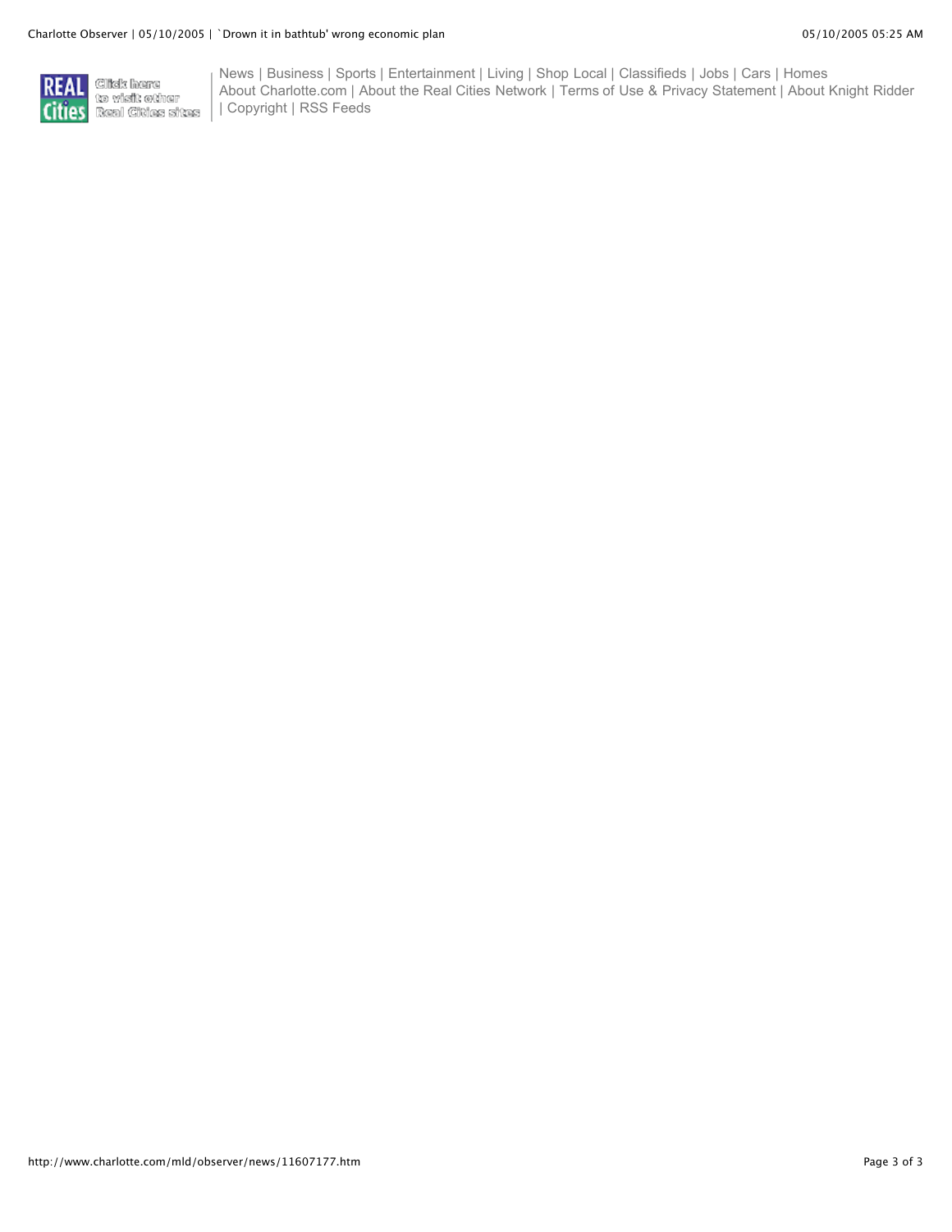REAL Cities Click here to visit other Real Cities sites

News | Business | Sports | Entertainment | Living | Shop Local | Classifieds | Jobs | Cars | Homes
About Charlotte.com | About the Real Cities Network | Terms of Use & Privacy Statement | About Knight Ridder | Copyright | RSS Feeds